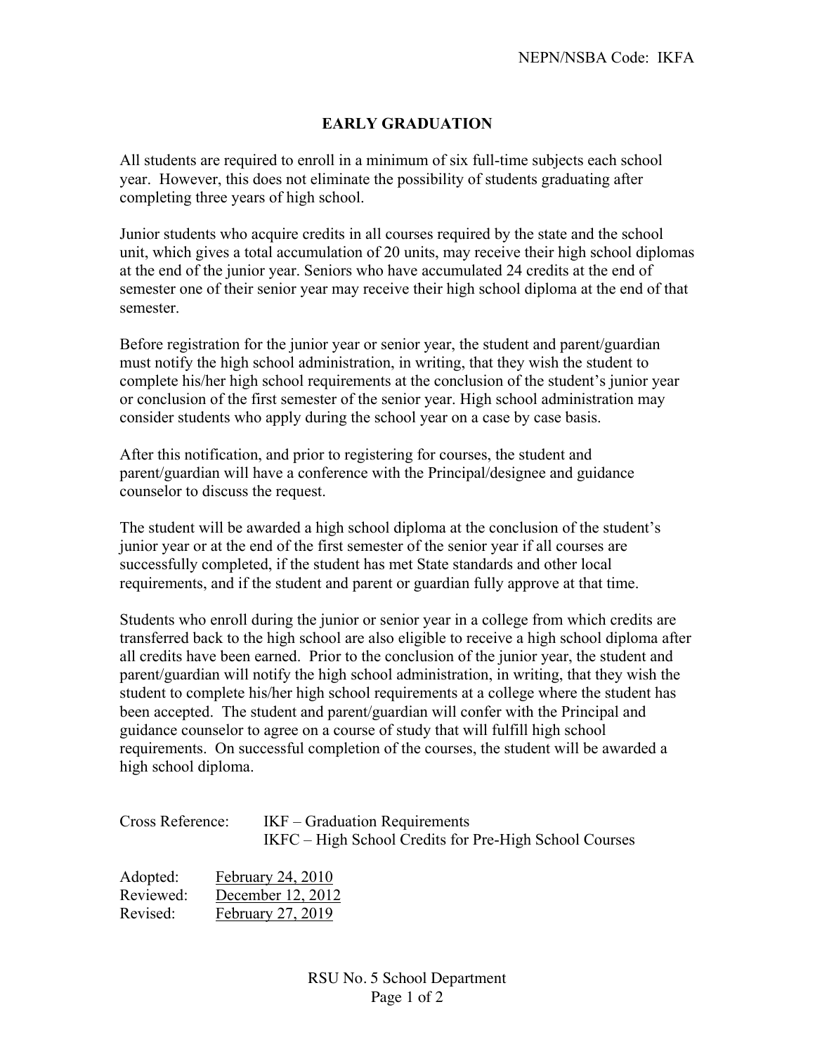NEPN/NSBA Code: IKFA

# EARLY GRADUATION

All students are required to enroll in a minimum of six full-time subjects each school year. However, this does not eliminate the possibility of students graduating after completing three years of high school.

Junior students who acquire credits in all courses required by the state and the school unit, which gives a total accumulation of 20 units, may receive their high school diplomas at the end of the junior year. Seniors who have accumulated 24 credits at the end of semester one of their senior year may receive their high school diploma at the end of that semester.

Before registration for the junior year or senior year, the student and parent/guardian must notify the high school administration, in writing, that they wish the student to complete his/her high school requirements at the conclusion of the student's junior year or conclusion of the first semester of the senior year. High school administration may consider students who apply during the school year on a case by case basis.

After this notification, and prior to registering for courses, the student and parent/guardian will have a conference with the Principal/designee and guidance counselor to discuss the request.

The student will be awarded a high school diploma at the conclusion of the student's junior year or at the end of the first semester of the senior year if all courses are successfully completed, if the student has met State standards and other local requirements, and if the student and parent or guardian fully approve at that time.

Students who enroll during the junior or senior year in a college from which credits are transferred back to the high school are also eligible to receive a high school diploma after all credits have been earned. Prior to the conclusion of the junior year, the student and parent/guardian will notify the high school administration, in writing, that they wish the student to complete his/her high school requirements at a college where the student has been accepted. The student and parent/guardian will confer with the Principal and guidance counselor to agree on a course of study that will fulfill high school requirements. On successful completion of the courses, the student will be awarded a high school diploma.

Cross Reference: IKF – Graduation Requirements
IKFC – High School Credits for Pre-High School Courses

Adopted: February 24, 2010
Reviewed: December 12, 2012
Revised: February 27, 2019

RSU No. 5 School Department